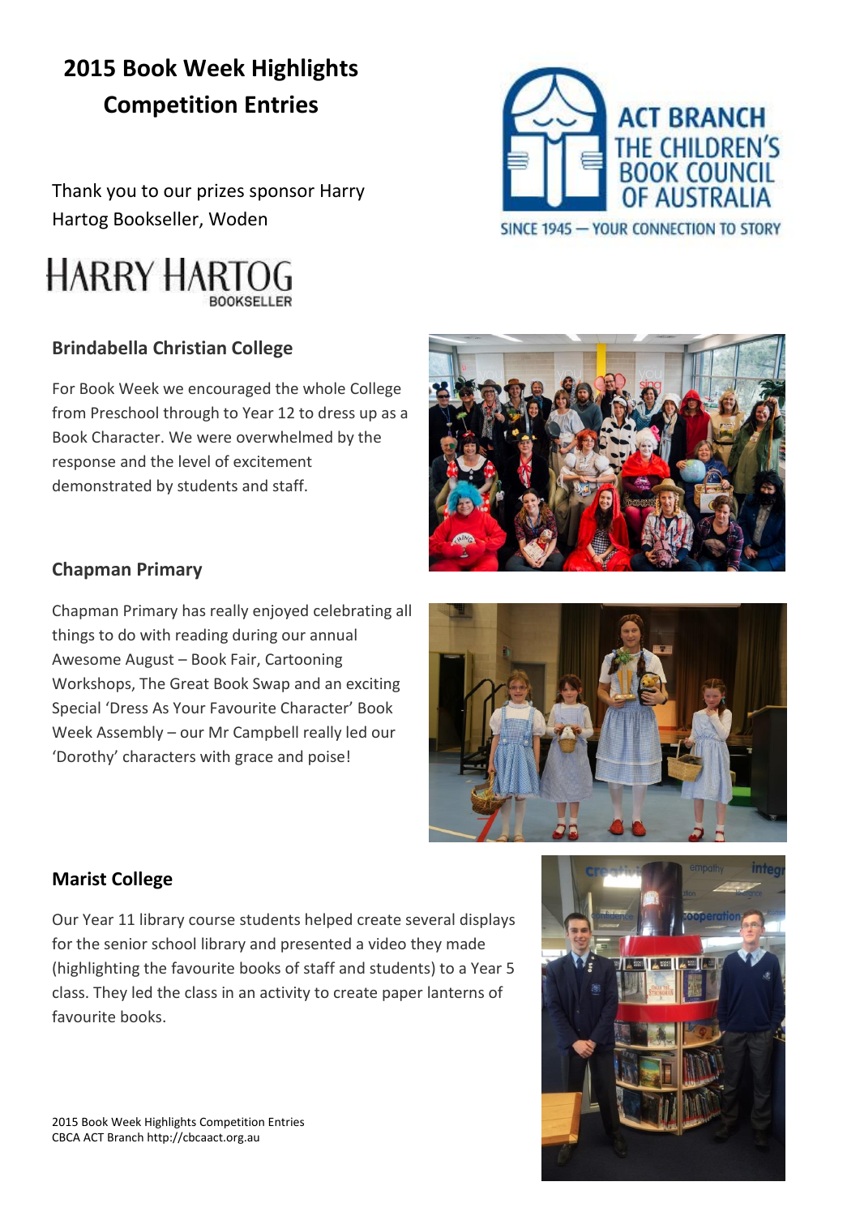# 2015 Book Week Highlights Competition Entries

Thank you to our prizes sponsor Harry Hartog Bookseller, Woden

## Brindabella Christian College

For Book Week we encouraged the whole College from Preschool through to Year 12 to dress up as a Book Character. We were overwhelmed by the response and the level of excitement demonstrated by students and staff.

## Chapman Primary

Chapman Primary has really enjoyed celebrating all things to do with reading during our annual Awesome August – Book Fair, Cartooning Workshops, The Great Book Swap and an exciting Special 'Dress As Your Favourite Character' Book Week Assembly – our Mr Campbell really led our 'Dorothy' characters with grace and poise!

## Marist College

Our Year 11 library course students helped create several displays for the senior school library and presented a video they made (highlighting the favourite books of staff and students) to a Year 5 class. They led the class in an activity to create paper lanterns of favourite books.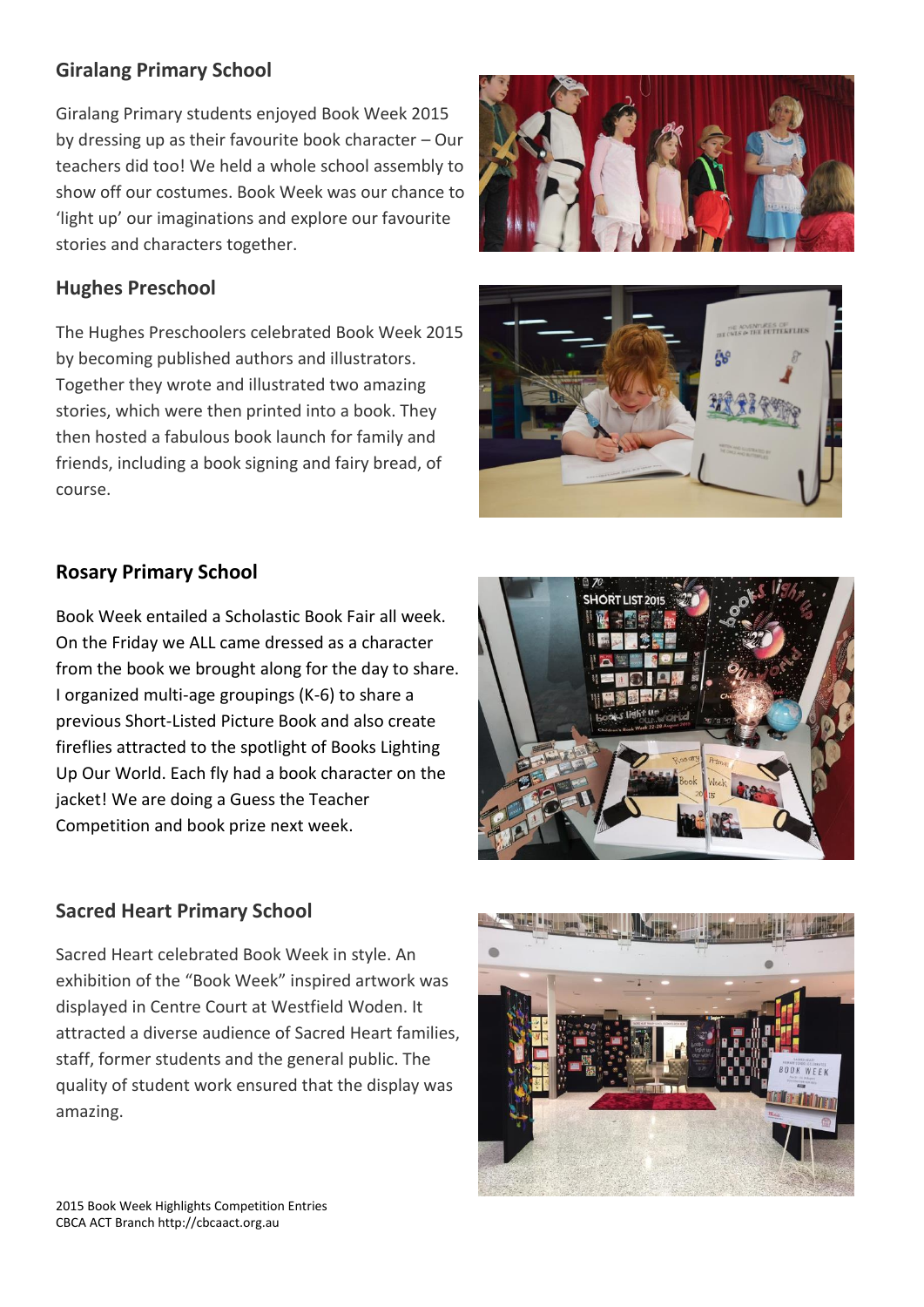## Giralang Primary School

Giralang Primary students enjoyed Book Week 2015 by dressing up as their favourite book character – Our teachers did too! We held a whole school assembly to show off our costumes. Book Week was our chance to 'light up' our imaginations and explore our favourite stories and characters together.

## Hughes Preschool

The Hughes Preschoolers celebrated Book Week 2015 by becoming published authors and illustrators. Together they wrote and illustrated two amazing stories, which were then printed into a book. They then hosted a fabulous book launch for family and friends, including a book signing and fairy bread, of course.

## Rosary Primary School

Book Week entailed a Scholastic Book Fair all week. On the Friday we ALL came dressed as a character from the book we brought along for the day to share. I organized multi-age groupings (K-6) to share a previous Short-Listed Picture Book and also create fireflies attracted to the spotlight of Books Lighting Up Our World. Each fly had a book character on the jacket! We are doing a Guess the Teacher Competition and book prize next week.

## Sacred Heart Primary School

Sacred Heart celebrated Book Week in style. An exhibition of the "Book Week" inspired artwork was displayed in Centre Court at Westfield Woden. It attracted a diverse audience of Sacred Heart families, staff, former students and the general public. The quality of student work ensured that the display was amazing.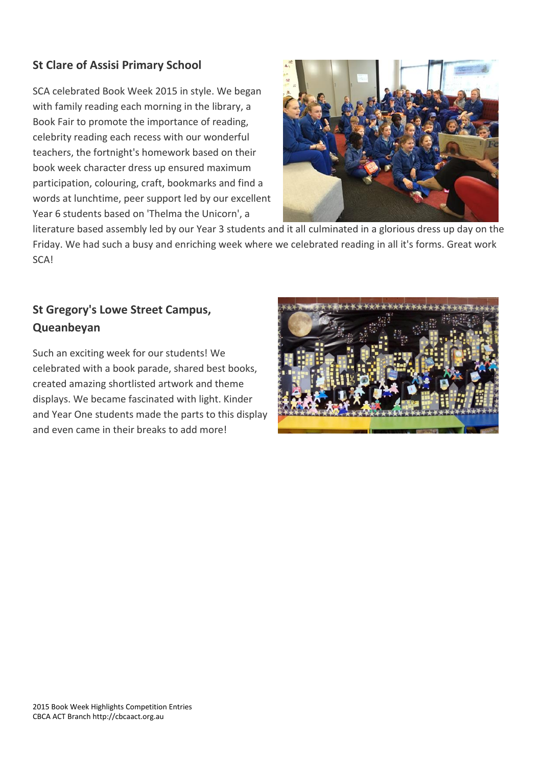### St Clare of Assisi Primary School

SCA celebrated Book Week 2015 in style. We began with family reading each morning in the library, a Book Fair to promote the importance of reading, celebrity reading each recess with our wonderful teachers, the fortnight's homework based on their book week character dress up ensured maximum participation, colouring, craft, bookmarks and find a words at lunchtime, peer support led by our excellent Year 6 students based on 'Thelma the Unicorn', a literature based assembly led by our Year 3 students and it all culminated in a glorious dress up day on the Friday. We had such a busy and enriching week where we celebrated reading in all it's forms. Great work SCA!

### St Gregory's Lowe Street Campus, Queanbeyan

Such an exciting week for our students! We celebrated with a book parade, shared best books, created amazing shortlisted artwork and theme displays. We became fascinated with light. Kinder and Year One students made the parts to this display and even came in their breaks to add more!